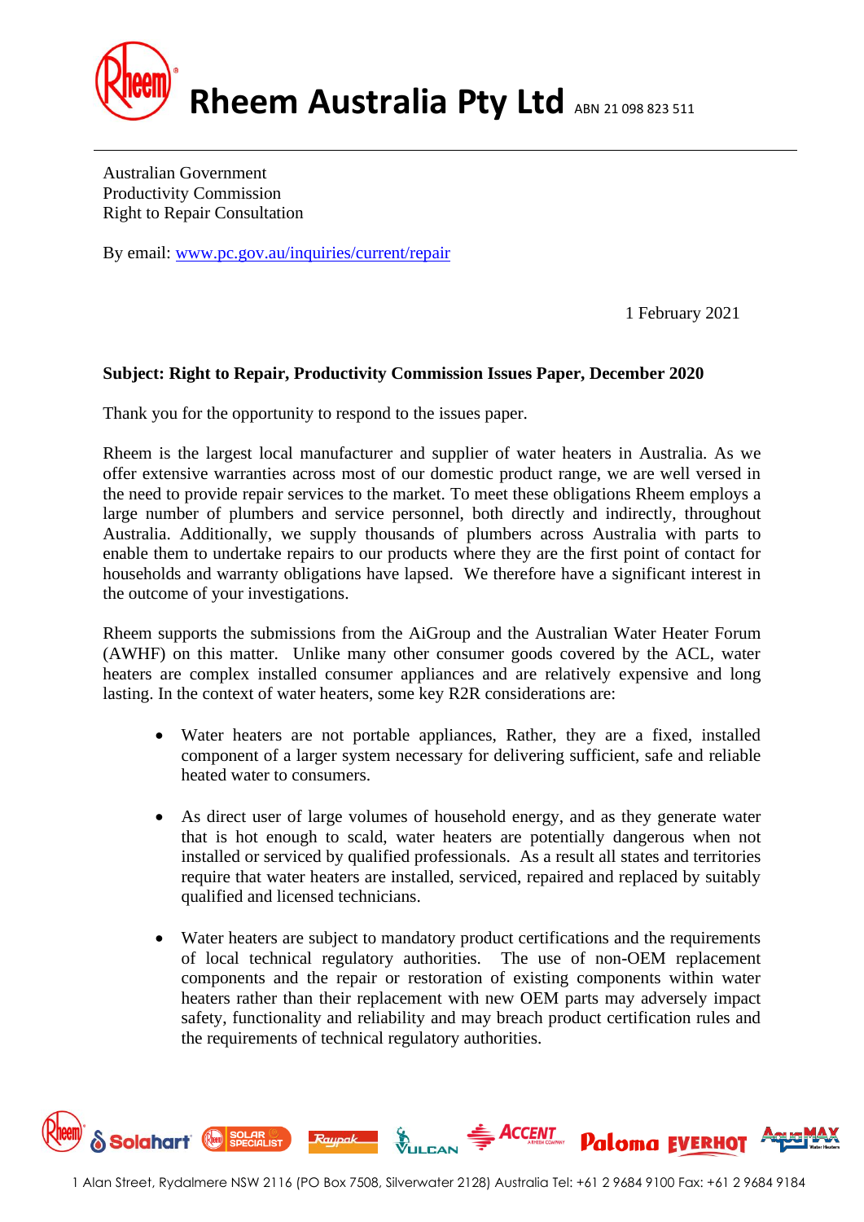# Rheem Australia Pty Ltd ABN 21 098 823 511

Australian Government
Productivity Commission
Right to Repair Consultation

By email: [www.pc.gov.au/inquiries/current/repair](www.pc.gov.au/inquiries/current/repair)

1 February 2021

**Subject: Right to Repair, Productivity Commission Issues Paper, December 2020**

Thank you for the opportunity to respond to the issues paper.

Rheem is the largest local manufacturer and supplier of water heaters in Australia. As we offer extensive warranties across most of our domestic product range, we are well versed in the need to provide repair services to the market. To meet these obligations Rheem employs a large number of plumbers and service personnel, both directly and indirectly, throughout Australia. Additionally, we supply thousands of plumbers across Australia with parts to enable them to undertake repairs to our products where they are the first point of contact for households and warranty obligations have lapsed. We therefore have a significant interest in the outcome of your investigations.

Rheem supports the submissions from the AiGroup and the Australian Water Heater Forum (AWHF) on this matter. Unlike many other consumer goods covered by the ACL, water heaters are complex installed consumer appliances and are relatively expensive and long lasting. In the context of water heaters, some key R2R considerations are:

- Water heaters are not portable appliances, Rather, they are a fixed, installed component of a larger system necessary for delivering sufficient, safe and reliable heated water to consumers.

- As direct user of large volumes of household energy, and as they generate water that is hot enough to scald, water heaters are potentially dangerous when not installed or serviced by qualified professionals. As a result all states and territories require that water heaters are installed, serviced, repaired and replaced by suitably qualified and licensed technicians.

- Water heaters are subject to mandatory product certifications and the requirements of local technical regulatory authorities. The use of non-OEM replacement components and the repair or restoration of existing components within water heaters rather than their replacement with new OEM parts may adversely impact safety, functionality and reliability and may breach product certification rules and the requirements of technical regulatory authorities.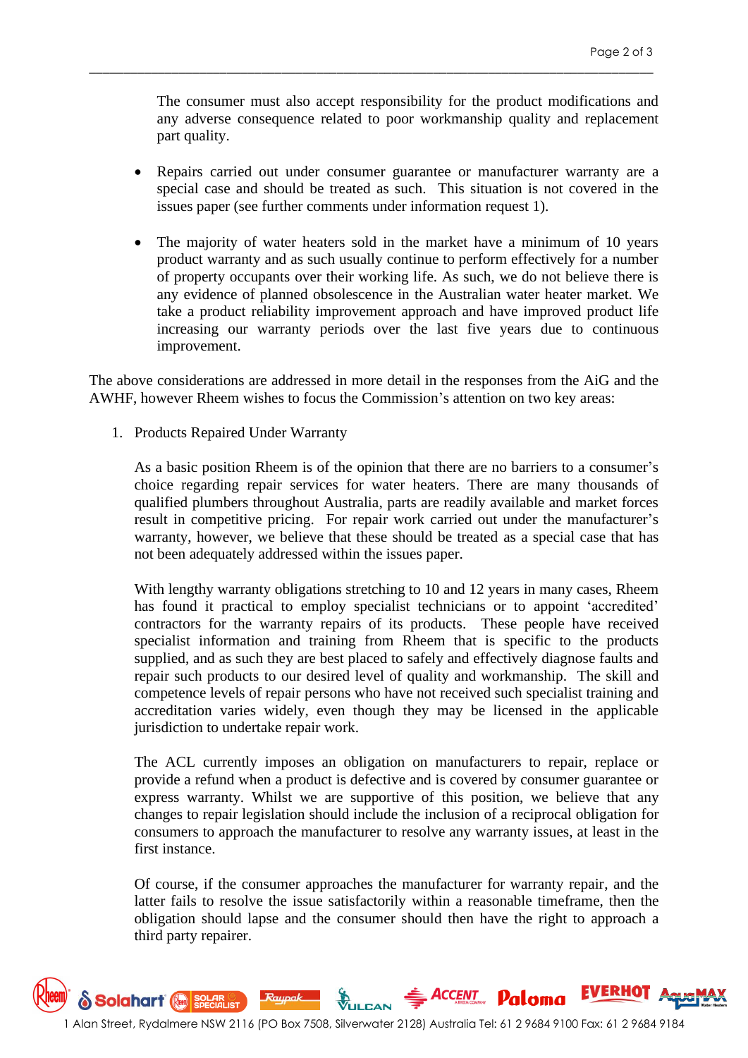The consumer must also accept responsibility for the product modifications and any adverse consequence related to poor workmanship quality and replacement part quality.

- Repairs carried out under consumer guarantee or manufacturer warranty are a special case and should be treated as such. This situation is not covered in the issues paper (see further comments under information request 1).

- The majority of water heaters sold in the market have a minimum of 10 years product warranty and as such usually continue to perform effectively for a number of property occupants over their working life. As such, we do not believe there is any evidence of planned obsolescence in the Australian water heater market. We take a product reliability improvement approach and have improved product life increasing our warranty periods over the last five years due to continuous improvement.

The above considerations are addressed in more detail in the responses from the AiG and the AWHF, however Rheem wishes to focus the Commission's attention on two key areas:

1. Products Repaired Under Warranty

   As a basic position Rheem is of the opinion that there are no barriers to a consumer's choice regarding repair services for water heaters. There are many thousands of qualified plumbers throughout Australia, parts are readily available and market forces result in competitive pricing. For repair work carried out under the manufacturer's warranty, however, we believe that these should be treated as a special case that has not been adequately addressed within the issues paper.

   With lengthy warranty obligations stretching to 10 and 12 years in many cases, Rheem has found it practical to employ specialist technicians or to appoint 'accredited' contractors for the warranty repairs of its products. These people have received specialist information and training from Rheem that is specific to the products supplied, and as such they are best placed to safely and effectively diagnose faults and repair such products to our desired level of quality and workmanship. The skill and competence levels of repair persons who have not received such specialist training and accreditation varies widely, even though they may be licensed in the applicable jurisdiction to undertake repair work.

   The ACL currently imposes an obligation on manufacturers to repair, replace or provide a refund when a product is defective and is covered by consumer guarantee or express warranty. Whilst we are supportive of this position, we believe that any changes to repair legislation should include the inclusion of a reciprocal obligation for consumers to approach the manufacturer to resolve any warranty issues, at least in the first instance.

   Of course, if the consumer approaches the manufacturer for warranty repair, and the latter fails to resolve the issue satisfactorily within a reasonable timeframe, then the obligation should lapse and the consumer should then have the right to approach a third party repairer.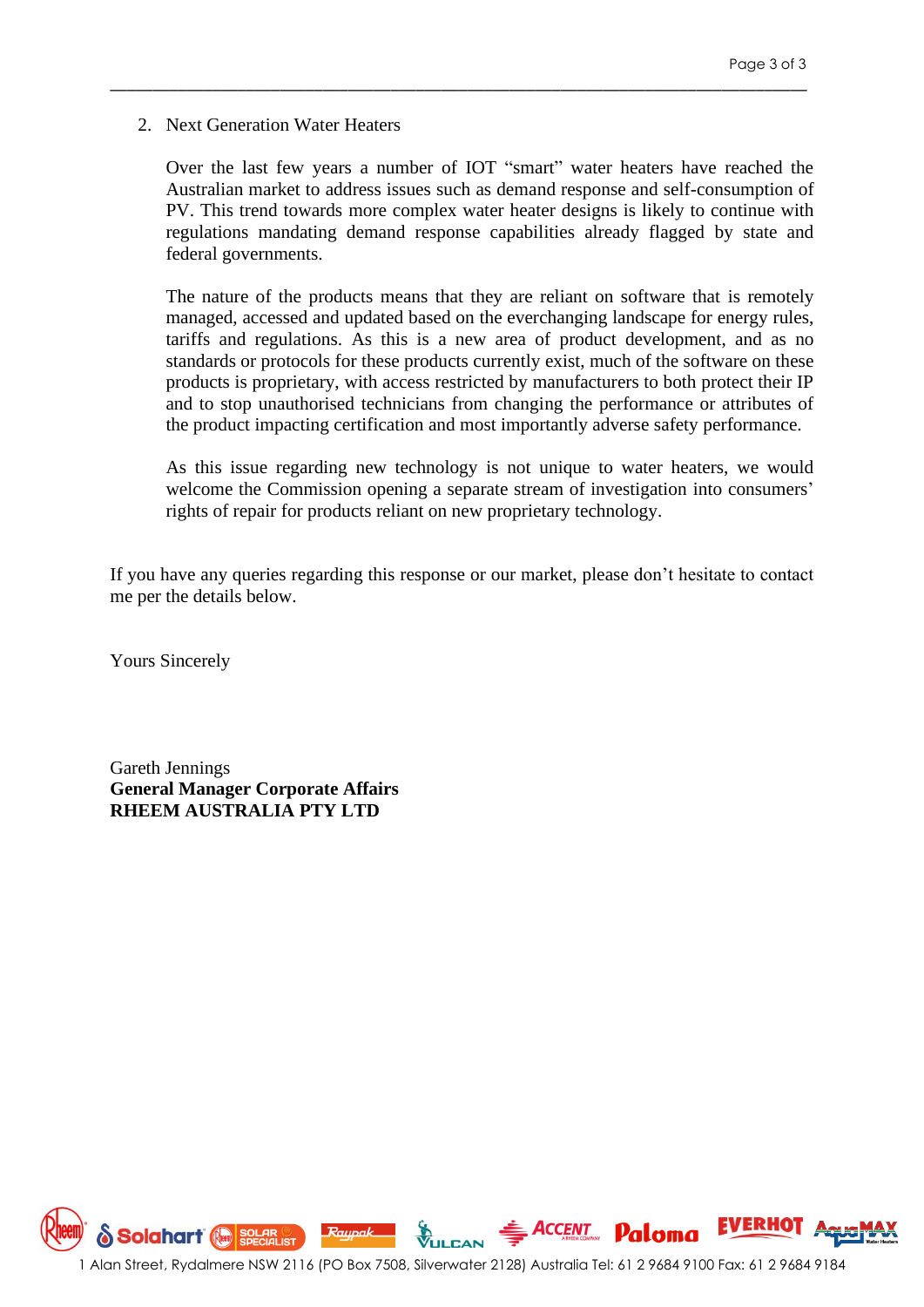2. Next Generation Water Heaters

   Over the last few years a number of IOT “smart” water heaters have reached the Australian market to address issues such as demand response and self-consumption of PV. This trend towards more complex water heater designs is likely to continue with regulations mandating demand response capabilities already flagged by state and federal governments.

   The nature of the products means that they are reliant on software that is remotely managed, accessed and updated based on the everchanging landscape for energy rules, tariffs and regulations. As this is a new area of product development, and as no standards or protocols for these products currently exist, much of the software on these products is proprietary, with access restricted by manufacturers to both protect their IP and to stop unauthorised technicians from changing the performance or attributes of the product impacting certification and most importantly adverse safety performance.

   As this issue regarding new technology is not unique to water heaters, we would welcome the Commission opening a separate stream of investigation into consumers’ rights of repair for products reliant on new proprietary technology.

If you have any queries regarding this response or our market, please don’t hesitate to contact me per the details below.

Yours Sincerely

Gareth Jennings
**General Manager Corporate Affairs**
**RHEEM AUSTRALIA PTY LTD**

1 Alan Street, Rydalmere NSW 2116 (PO Box 7508, Silverwater 2128) Australia Tel: 61 2 9684 9100 Fax: 61 2 9684 9184